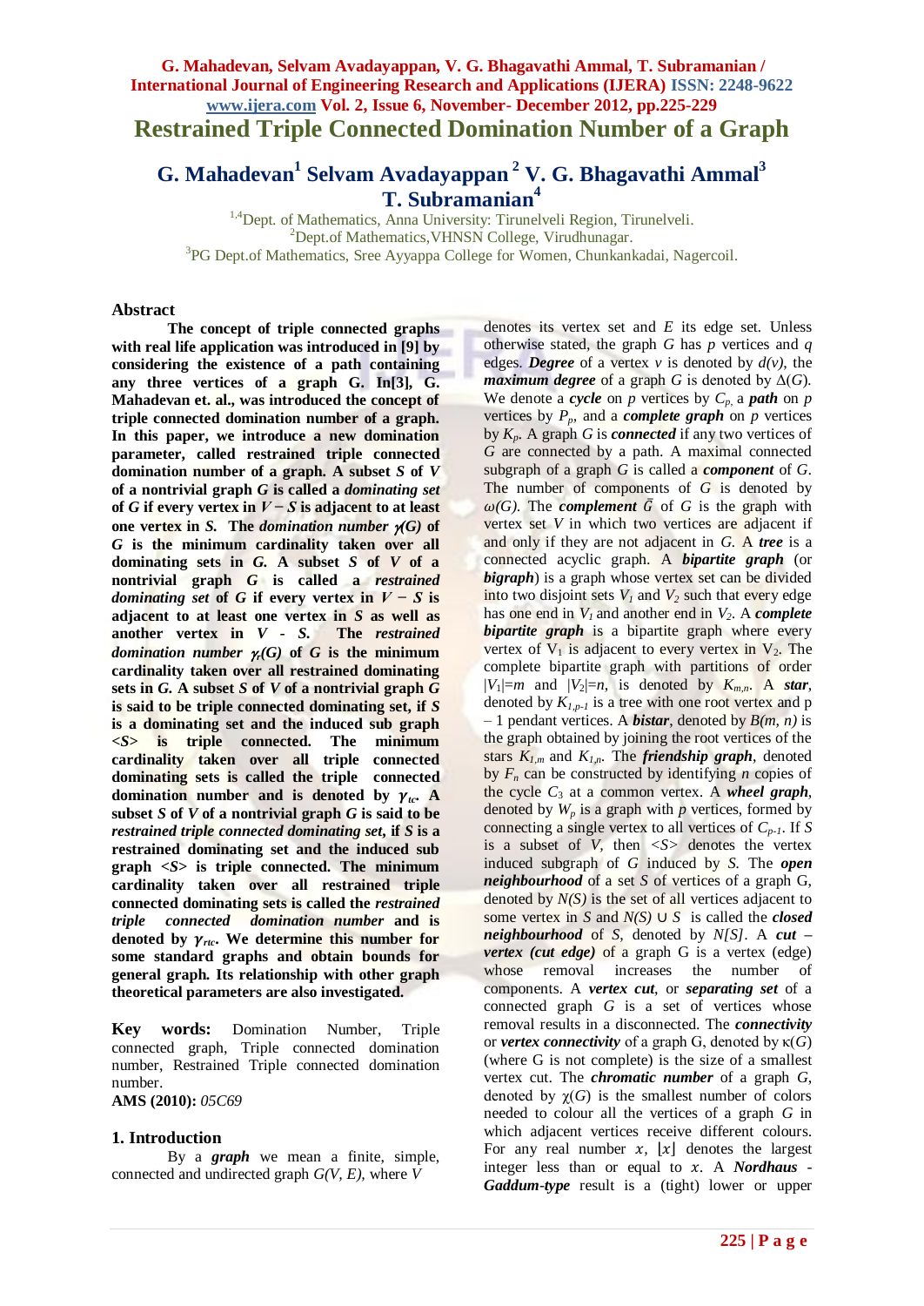# Restrained Triple Connected Domination Number of a Graph

## G. Mahadevan[1] Selvam Avadayappan [2] V. G. Bhagavathi Ammal[3] T. Subramanian[4]

[1,4]Dept. of Mathematics, Anna University: Tirunelveli Region, Tirunelveli.
[2]Dept.of Mathematics,VHNSN College, Virudhunagar.
[3]PG Dept.of Mathematics, Sree Ayyappa College for Women, Chunkankadai, Nagercoil.

### Abstract

**The concept of triple connected graphs with real life application was introduced in [9] by considering the existence of a path containing any three vertices of a graph G. In[3], G. Mahadevan et. al., was introduced the concept of triple connected domination number of a graph. In this paper, we introduce a new domination parameter, called restrained triple connected domination number of a graph. A subset $S$ of $V$ of a nontrivial graph $G$ is called a *dominating set* of $G$ if every vertex in $V - S$ is adjacent to at least one vertex in $S$. The *domination number* $\gamma(G)$ of $G$ is the minimum cardinality taken over all dominating sets in $G$. A subset $S$ of $V$ of a nontrivial graph $G$ is called a *restrained dominating set* of $G$ if every vertex in $V - S$ is adjacent to at least one vertex in $S$ as well as another vertex in $V$ - $S$. The *restrained domination number* $\gamma_r(G)$ of $G$ is the minimum cardinality taken over all restrained dominating sets in $G$. A subset $S$ of $V$ of a nontrivial graph $G$ is said to be triple connected dominating set, if $S$ is a dominating set and the induced sub graph $<S>$ is triple connected. The minimum cardinality taken over all triple connected dominating sets is called the triple connected domination number and is denoted by $\gamma_{tc}$. A subset $S$ of $V$ of a nontrivial graph $G$ is said to be *restrained triple connected dominating set*, if $S$ is a restrained dominating set and the induced sub graph $<S>$ is triple connected. The minimum cardinality taken over all restrained triple connected dominating sets is called the *restrained triple connected domination number* and is denoted by $\gamma_{rtc}$. We determine this number for some standard graphs and obtain bounds for general graph. Its relationship with other graph theoretical parameters are also investigated.**

**Key words:** Domination Number, Triple connected graph, Triple connected domination number, Restrained Triple connected domination number.

**AMS (2010):** *05C69*

### 1. Introduction

By a ***graph*** we mean a finite, simple, connected and undirected graph $G(V, E)$, where $V$ denotes its vertex set and $E$ its edge set. Unless otherwise stated, the graph $G$ has $p$ vertices and $q$ edges. ***Degree*** of a vertex $v$ is denoted by $d(v)$, the ***maximum degree*** of a graph $G$ is denoted by $\Delta(G)$. We denote a ***cycle*** on $p$ vertices by $C_p$, a ***path*** on $p$ vertices by $P_p$, and a ***complete graph*** on $p$ vertices by $K_p$. A graph $G$ is ***connected*** if any two vertices of $G$ are connected by a path. A maximal connected subgraph of a graph $G$ is called a ***component*** of $G$. The number of components of $G$ is denoted by $\omega(G)$. The ***complement*** $\bar{G}$ of $G$ is the graph with vertex set $V$ in which two vertices are adjacent if and only if they are not adjacent in $G$. A ***tree*** is a connected acyclic graph. A ***bipartite graph*** (or ***bigraph***) is a graph whose vertex set can be divided into two disjoint sets $V_1$ and $V_2$ such that every edge has one end in $V_1$ and another end in $V_2$. A ***complete bipartite graph*** is a bipartite graph where every vertex of $V_1$ is adjacent to every vertex in $V_2$. The complete bipartite graph with partitions of order $|V_1|=m$ and $|V_2|=n$, is denoted by $K_{m,n}$. A ***star***, denoted by $K_{1,p-1}$ is a tree with one root vertex and $p - 1$ pendant vertices. A ***bistar***, denoted by $B(m, n)$ is the graph obtained by joining the root vertices of the stars $K_{1,m}$ and $K_{1,n}$. The ***friendship graph***, denoted by $F_n$ can be constructed by identifying $n$ copies of the cycle $C_3$ at a common vertex. A ***wheel graph***, denoted by $W_p$ is a graph with $p$ vertices, formed by connecting a single vertex to all vertices of $C_{p-1}$. If $S$ is a subset of $V$, then $<S>$ denotes the vertex induced subgraph of $G$ induced by $S$. The ***open neighbourhood*** of a set $S$ of vertices of a graph $G$, denoted by $N(S)$ is the set of all vertices adjacent to some vertex in $S$ and $N(S) \cup S$ is called the ***closed neighbourhood*** of $S$, denoted by $N[S]$. A ***cut – vertex (cut edge)*** of a graph G is a vertex (edge) whose removal increases the number of components. A ***vertex cut***, or ***separating set*** of a connected graph $G$ is a set of vertices whose removal results in a disconnected. The ***connectivity*** or ***vertex connectivity*** of a graph G, denoted by $\kappa(G)$ (where G is not complete) is the size of a smallest vertex cut. The ***chromatic number*** of a graph $G$, denoted by $\chi(G)$ is the smallest number of colors needed to colour all the vertices of a graph $G$ in which adjacent vertices receive different colours. For any real number $x$, $\lfloor x \rfloor$ denotes the largest integer less than or equal to $x$. A ***Nordhaus - Gaddum-type*** result is a (tight) lower or upper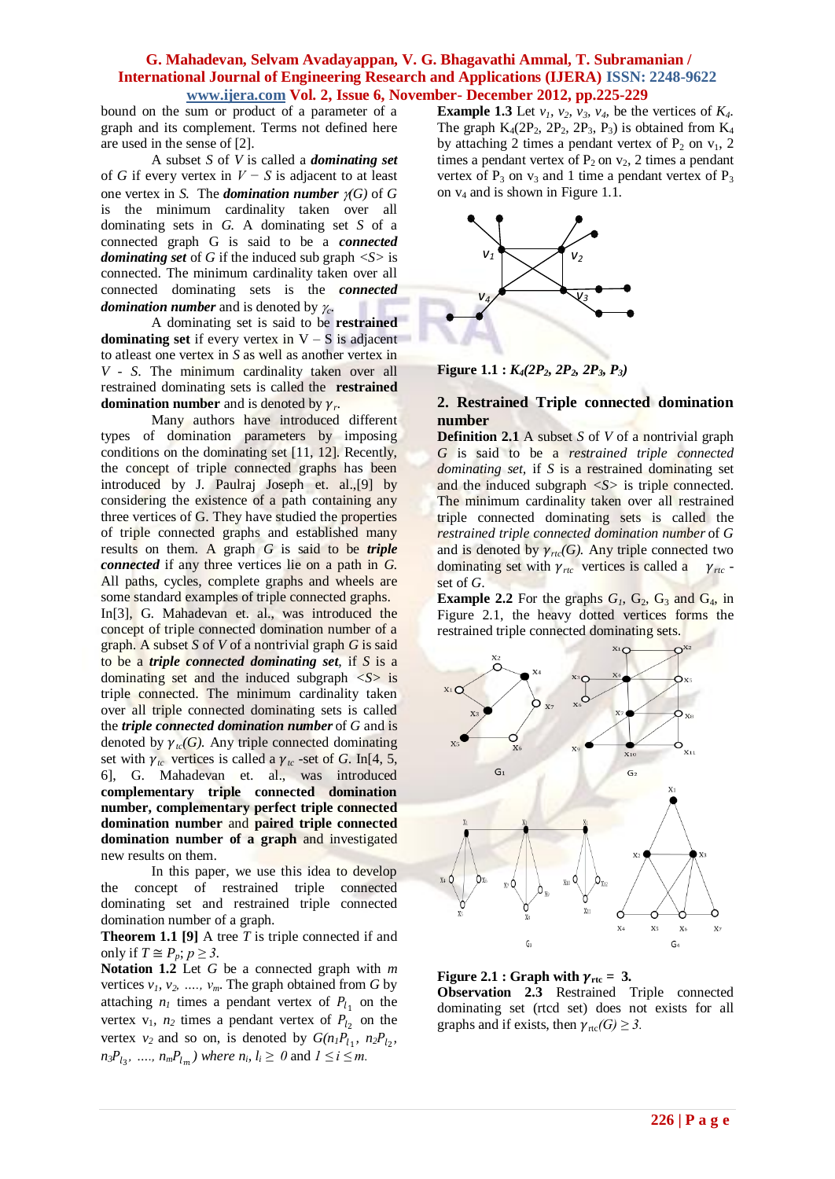bound on the sum or product of a parameter of a graph and its complement. Terms not defined here are used in the sense of [2].

A subset $S$ of $V$ is called a ***dominating set*** of $G$ if every vertex in $V - S$ is adjacent to at least one vertex in $S$. The ***domination number*** $\gamma(G)$ of $G$ is the minimum cardinality taken over all dominating sets in $G$. A dominating set $S$ of a connected graph G is said to be a ***connected dominating set*** of $G$ if the induced sub graph $<S>$ is connected. The minimum cardinality taken over all connected dominating sets is the ***connected domination number*** and is denoted by $\gamma_c$.

A dominating set is said to be **restrained dominating set** if every vertex in $V - S$ is adjacent to atleast one vertex in $S$ as well as another vertex in $V - S$. The minimum cardinality taken over all restrained dominating sets is called the **restrained domination number** and is denoted by $\gamma_r$.

Many authors have introduced different types of domination parameters by imposing conditions on the dominating set [11, 12]. Recently, the concept of triple connected graphs has been introduced by J. Paulraj Joseph et. al.,[9] by considering the existence of a path containing any three vertices of G. They have studied the properties of triple connected graphs and established many results on them. A graph $G$ is said to be ***triple connected*** if any three vertices lie on a path in $G$. All paths, cycles, complete graphs and wheels are some standard examples of triple connected graphs.

In[3], G. Mahadevan et. al., was introduced the concept of triple connected domination number of a graph. A subset $S$ of $V$ of a nontrivial graph $G$ is said to be a ***triple connected dominating set***, if $S$ is a dominating set and the induced subgraph $<S>$ is triple connected. The minimum cardinality taken over all triple connected dominating sets is called the ***triple connected domination number*** of $G$ and is denoted by $\gamma_{tc}(G)$. Any triple connected dominating set with $\gamma_{tc}$ vertices is called a $\gamma_{tc}$ -set of $G$. In[4, 5, 6], G. Mahadevan et. al., was introduced **complementary triple connected domination number, complementary perfect triple connected domination number** and **paired triple connected domination number of a graph** and investigated new results on them.

In this paper, we use this idea to develop the concept of restrained triple connected dominating set and restrained triple connected domination number of a graph.

**Theorem 1.1 [9]** A tree $T$ is triple connected if and only if $T \cong P_p$; $p \geq 3$.

**Notation 1.2** Let $G$ be a connected graph with $m$ vertices $v_1, v_2, \ldots, v_m$. The graph obtained from $G$ by attaching $n_1$ times a pendant vertex of $P_{l_1}$ on the vertex $v_1$, $n_2$ times a pendant vertex of $P_{l_2}$ on the vertex $v_2$ and so on, is denoted by $G(n_1P_{l_1}, n_2P_{l_2}, n_3P_{l_3}, \ldots, n_mP_{l_m})$ where $n_i, l_i \geq 0$ and $1 \leq i \leq m$.

**Example 1.3** Let $v_1, v_2, v_3, v_4$, be the vertices of $K_4$. The graph $K_4(2P_2, 2P_2, 2P_3, P_3)$ is obtained from $K_4$ by attaching 2 times a pendant vertex of $P_2$ on $v_1$, 2 times a pendant vertex of $P_2$ on $v_2$, 2 times a pendant vertex of $P_3$ on $v_3$ and 1 time a pendant vertex of $P_3$ on $v_4$ and is shown in Figure 1.1.

**Figure 1.1 :** $K_4(2P_2, 2P_2, 2P_3, P_3)$

## 2. Restrained Triple connected domination number

**Definition 2.1** A subset $S$ of $V$ of a nontrivial graph $G$ is said to be a *restrained triple connected dominating set*, if $S$ is a restrained dominating set and the induced subgraph $<S>$ is triple connected. The minimum cardinality taken over all restrained triple connected dominating sets is called the *restrained triple connected domination number* of $G$ and is denoted by $\gamma_{rtc}(G)$. Any triple connected two dominating set with $\gamma_{rtc}$ vertices is called a $\gamma_{rtc}$ -set of $G$.

**Example 2.2** For the graphs $G_1$, $G_2$, $G_3$ and $G_4$, in Figure 2.1, the heavy dotted vertices forms the restrained triple connected dominating sets.

**Figure 2.1 : Graph with $\gamma_{rtc} = 3$.**

**Observation 2.3** Restrained Triple connected dominating set (rtcd set) does not exists for all graphs and if exists, then $\gamma_{rtc}(G) \geq 3$.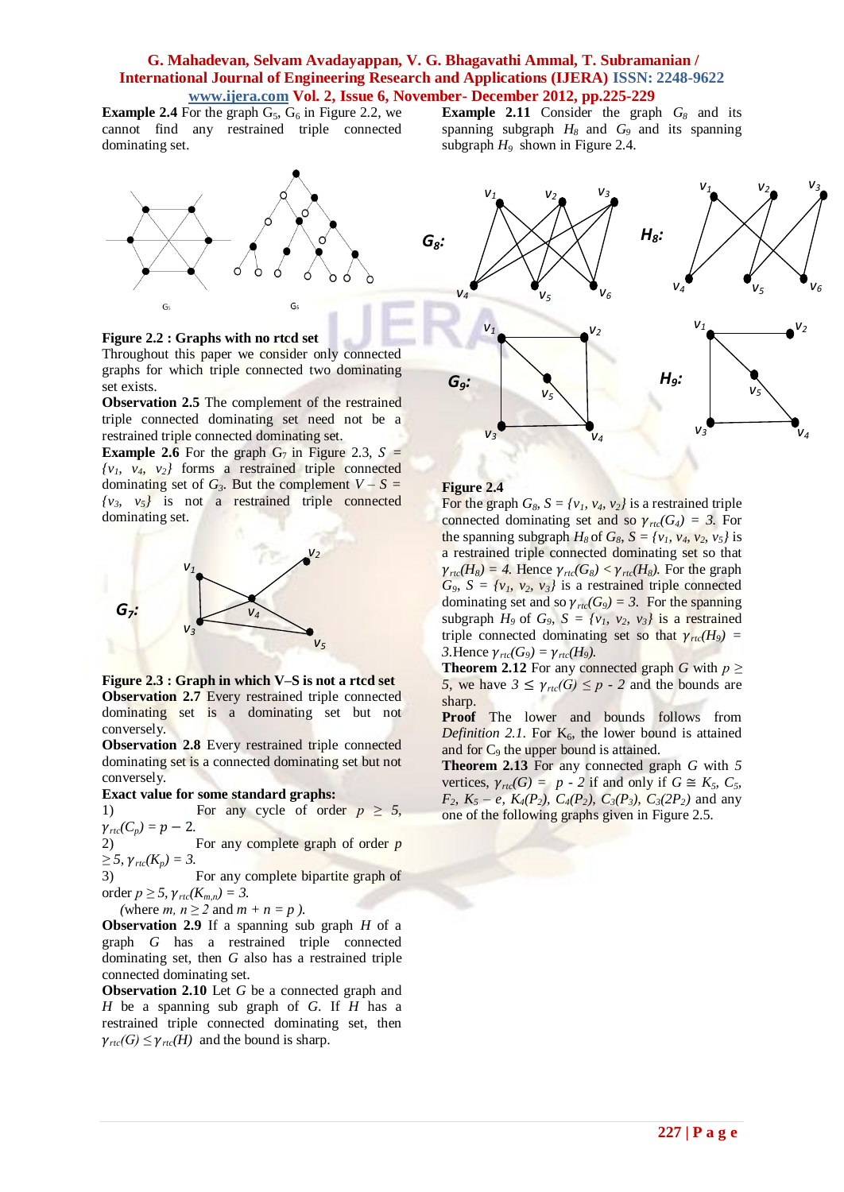**Example 2.4** For the graph $G_5$, $G_6$ in Figure 2.2, we cannot find any restrained triple connected dominating set.

**Figure 2.2 : Graphs with no rtcd set**

Throughout this paper we consider only connected graphs for which triple connected two dominating set exists.

**Observation 2.5** The complement of the restrained triple connected dominating set need not be a restrained triple connected dominating set.

**Example 2.6** For the graph $G_7$ in Figure 2.3, $S = \{v_1, v_4, v_2\}$ forms a restrained triple connected dominating set of $G_3$. But the complement $V – S = \{v_3, v_5\}$ is not a restrained triple connected dominating set.

**Figure 2.3 : Graph in which V–S is not a rtcd set**

**Observation 2.7** Every restrained triple connected dominating set is a dominating set but not conversely.

**Observation 2.8** Every restrained triple connected dominating set is a connected dominating set but not conversely.

**Exact value for some standard graphs:**

1) For any cycle of order $p \geq 5$, $\gamma_{rtc}(C_p) = p - 2$.

2) For any complete graph of order $p \geq 5$, $\gamma_{rtc}(K_p) = 3$.

3) For any complete bipartite graph of order $p \geq 5$, $\gamma_{rtc}(K_{m,n}) = 3$.
(where $m, n \geq 2$ and $m + n = p$ ).

**Observation 2.9** If a spanning sub graph $H$ of a graph $G$ has a restrained triple connected dominating set, then $G$ also has a restrained triple connected dominating set.

**Observation 2.10** Let $G$ be a connected graph and $H$ be a spanning sub graph of $G$. If $H$ has a restrained triple connected dominating set, then $\gamma_{rtc}(G) \leq \gamma_{rtc}(H)$ and the bound is sharp.

**Example 2.11** Consider the graph $G_8$ and its spanning subgraph $H_8$ and $G_9$ and its spanning subgraph $H_9$ shown in Figure 2.4.

**Figure 2.4**

For the graph $G_8$, $S = \{v_1, v_4, v_2\}$ is a restrained triple connected dominating set and so $\gamma_{rtc}(G_4) = 3$. For the spanning subgraph $H_8$ of $G_8$, $S = \{v_1, v_4, v_2, v_5\}$ is a restrained triple connected dominating set so that $\gamma_{rtc}(H_8) = 4$. Hence $\gamma_{rtc}(G_8) < \gamma_{rtc}(H_8)$. For the graph $G_9$, $S = \{v_1, v_2, v_3\}$ is a restrained triple connected dominating set and so $\gamma_{rtc}(G_9) = 3$. For the spanning subgraph $H_9$ of $G_9$, $S = \{v_1, v_2, v_3\}$ is a restrained triple connected dominating set so that $\gamma_{rtc}(H_9) = 3$. Hence $\gamma_{rtc}(G_9) = \gamma_{rtc}(H_9)$.

**Theorem 2.12** For any connected graph $G$ with $p \geq 5$, we have $3 \leq \gamma_{rtc}(G) \leq p - 2$ and the bounds are sharp.

**Proof** The lower and bounds follows from *Definition 2.1*. For $K_6$, the lower bound is attained and for $C_9$ the upper bound is attained.

**Theorem 2.13** For any connected graph $G$ with 5 vertices, $\gamma_{rtc}(G) = p - 2$ if and only if $G \cong K_5, C_5, F_2, K_5 – e, K_4(P_2), C_4(P_2), C_3(P_3), C_3(2P_2)$ and any one of the following graphs given in Figure 2.5.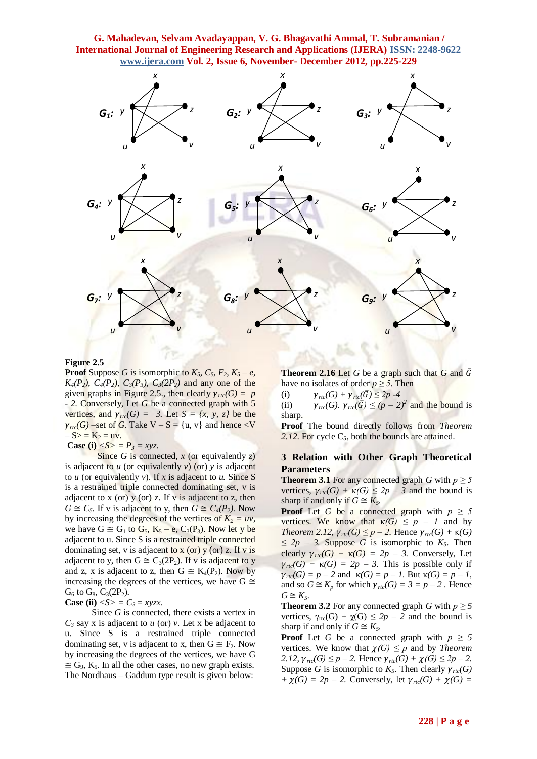**Figure 2.5**

**Proof** Suppose $G$ is isomorphic to $K_5$, $C_5$, $F_2$, $K_5 - e$, $K_4(P_2)$, $C_4(P_2)$, $C_3(P_3)$, $C_3(2P_2)$ and any one of the given graphs in Figure 2.5., then clearly $\gamma_{rtc}(G) = p - 2$. Conversely, Let $G$ be a connected graph with 5 vertices, and $\gamma_{rtc}(G) = 3$. Let $S = \{x, y, z\}$ be the $\gamma_{rtc}(G)$ –set of $G$. Take $V - S = \{u, v\}$ and hence $<V - S> = K_2 = uv$.

**Case (i)** $<S> = P_3 = xyz$.

Since $G$ is connected, $x$ (or equivalently $z$) is adjacent to $u$ (or equivalently $v$) (or) $y$ is adjacent to $u$ (or equivalently $v$). If $x$ is adjacent to $u$. Since S is a restrained triple connected dominating set, v is adjacent to x (or) y (or) z. If v is adjacent to z, then $G \cong C_5$. If v is adjacent to y, then $G \cong C_4(P_2)$. Now by increasing the degrees of the vertices of $K_2 = uv$, we have $G \cong G_1$ to $G_5$, $K_5 - e$, $C_3(P_3)$. Now let y be adjacent to u. Since S is a restrained triple connected dominating set, v is adjacent to x (or) y (or) z. If v is adjacent to y, then $G \cong C_3(2P_2)$. If v is adjacent to y and z, x is adjacent to z, then $G \cong K_4(P_2)$. Now by increasing the degrees of the vertices, we have $G \cong G_6$ to $G_8$, $C_3(2P_2)$.

**Case (ii)** $<S> = C_3 = xyzx$.

Since $G$ is connected, there exists a vertex in $C_3$ say x is adjacent to $u$ (or) $v$. Let x be adjacent to u. Since S is a restrained triple connected dominating set, v is adjacent to x, then $G \cong F_2$. Now by increasing the degrees of the vertices, we have $G \cong G_9$, $K_5$. In all the other cases, no new graph exists. The Nordhaus – Gaddum type result is given below:

**Theorem 2.16** Let $G$ be a graph such that $G$ and $\bar{G}$ have no isolates of order $p \geq 5$. Then

(i) $\gamma_{rtc}(G) + \gamma_{rtc}(\bar{G}) \leq 2p - 4$

(ii) $\gamma_{rtc}(G).\ \gamma_{rtc}(\bar{G}) \leq (p - 2)^2$ and the bound is sharp.

**Proof** The bound directly follows from *Theorem 2.12*. For cycle $C_5$, both the bounds are attained.

## 3 Relation with Other Graph Theoretical Parameters

**Theorem 3.1** For any connected graph $G$ with $p \geq 5$ vertices, $\gamma_{rtc}(G) + \kappa(G) \leq 2p - 3$ and the bound is sharp if and only if $G \cong K_5$.

**Proof** Let $G$ be a connected graph with $p \geq 5$ vertices. We know that $\kappa(G) \leq p - 1$ and by *Theorem 2.12*, $\gamma_{rtc}(G) \leq p - 2$. Hence $\gamma_{rtc}(G) + \kappa(G) \leq 2p - 3$. Suppose $G$ is isomorphic to $K_5$. Then clearly $\gamma_{rtc}(G) + \kappa(G) = 2p - 3$. Conversely, Let $\gamma_{rtc}(G) + \kappa(G) = 2p - 3$. This is possible only if $\gamma_{rtc}(G) = p - 2$ and $\kappa(G) = p - 1$. But $\kappa(G) = p - 1$, and so $G \cong K_p$ for which $\gamma_{rtc}(G) = 3 = p - 2$. Hence $G \cong K_5$.

**Theorem 3.2** For any connected graph $G$ with $p \geq 5$ vertices, $\gamma_{rtc}(G) + \chi(G) \leq 2p - 2$ and the bound is sharp if and only if $G \cong K_5$.

**Proof** Let $G$ be a connected graph with $p \geq 5$ vertices. We know that $\chi(G) \leq p$ and by *Theorem 2.12*, $\gamma_{rtc}(G) \leq p - 2$. Hence $\gamma_{rtc}(G) + \chi(G) \leq 2p - 2$. Suppose $G$ is isomorphic to $K_5$. Then clearly $\gamma_{rtc}(G) + \chi(G) = 2p - 2$. Conversely, let $\gamma_{rtc}(G) + \chi(G) =$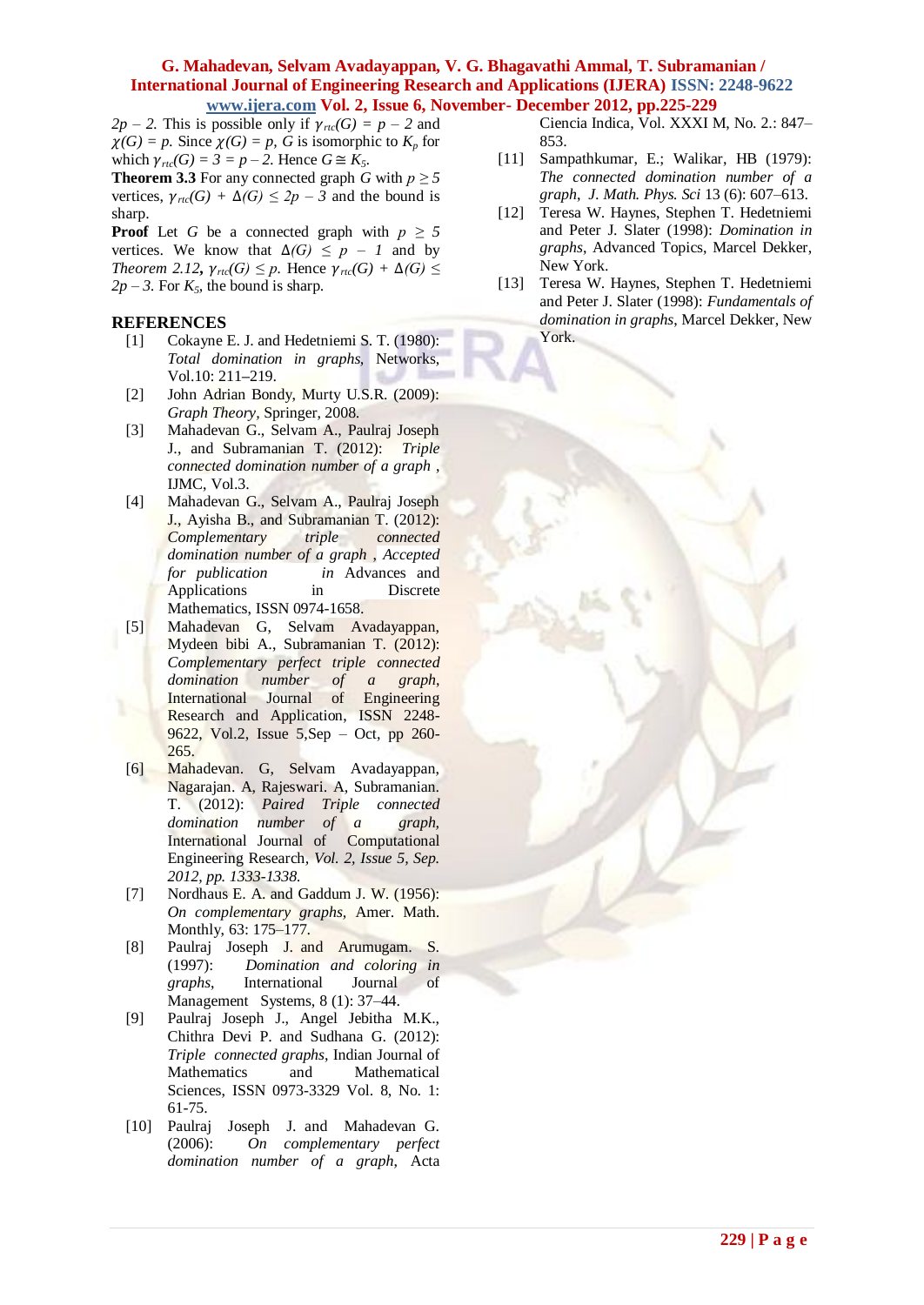$2p - 2$. This is possible only if $\gamma_{rtc}(G) = p - 2$ and $\chi(G) = p$. Since $\chi(G) = p$, $G$ is isomorphic to $K_p$ for which $\gamma_{rtc}(G) = 3 = p - 2$. Hence $G \cong K_5$.

**Theorem 3.3** For any connected graph $G$ with $p \geq 5$ vertices, $\gamma_{rtc}(G) + \Delta(G) \leq 2p - 3$ and the bound is sharp.

**Proof** Let $G$ be a connected graph with $p \geq 5$ vertices. We know that $\Delta(G) \leq p - 1$ and by *Theorem 2.12*, $\gamma_{rtc}(G) \leq p$. Hence $\gamma_{rtc}(G) + \Delta(G) \leq 2p - 3$. For $K_5$, the bound is sharp.

## REFERENCES

[1] Cokayne E. J. and Hedetniemi S. T. (1980): *Total domination in graphs*, Networks, Vol.10: 211–219.

[2] John Adrian Bondy, Murty U.S.R. (2009): *Graph Theory*, Springer, 2008.

[3] Mahadevan G., Selvam A., Paulraj Joseph J., and Subramanian T. (2012): *Triple connected domination number of a graph* , IJMC, Vol.3.

[4] Mahadevan G., Selvam A., Paulraj Joseph J., Ayisha B., and Subramanian T. (2012): *Complementary triple connected domination number of a graph , Accepted for publication in* Advances and Applications in Discrete Mathematics, ISSN 0974-1658.

[5] Mahadevan G, Selvam Avadayappan, Mydeen bibi A., Subramanian T. (2012): *Complementary perfect triple connected domination number of a graph*, International Journal of Engineering Research and Application, ISSN 2248-9622, Vol.2, Issue 5,Sep – Oct, pp 260-265.

[6] Mahadevan. G, Selvam Avadayappan, Nagarajan. A, Rajeswari. A, Subramanian. T. (2012): *Paired Triple connected domination number of a graph*, International Journal of Computational Engineering Research, *Vol. 2, Issue 5, Sep. 2012, pp. 1333-1338.*

[7] Nordhaus E. A. and Gaddum J. W. (1956): *On complementary graphs*, Amer. Math. Monthly, 63: 175–177.

[8] Paulraj Joseph J. and Arumugam. S. (1997): *Domination and coloring in graphs*, International Journal of Management Systems, 8 (1): 37–44.

[9] Paulraj Joseph J., Angel Jebitha M.K., Chithra Devi P. and Sudhana G. (2012): *Triple connected graphs*, Indian Journal of Mathematics and Mathematical Sciences, ISSN 0973-3329 Vol. 8, No. 1: 61-75.

[10] Paulraj Joseph J. and Mahadevan G. (2006): *On complementary perfect domination number of a graph*, Acta Ciencia Indica, Vol. XXXI M, No. 2.: 847–853.

[11] Sampathkumar, E.; Walikar, HB (1979): *The connected domination number of a graph*, *J. Math. Phys. Sci* 13 (6): 607–613.

[12] Teresa W. Haynes, Stephen T. Hedetniemi and Peter J. Slater (1998): *Domination in graphs*, Advanced Topics, Marcel Dekker, New York.

[13] Teresa W. Haynes, Stephen T. Hedetniemi and Peter J. Slater (1998): *Fundamentals of domination in graphs*, Marcel Dekker, New York.